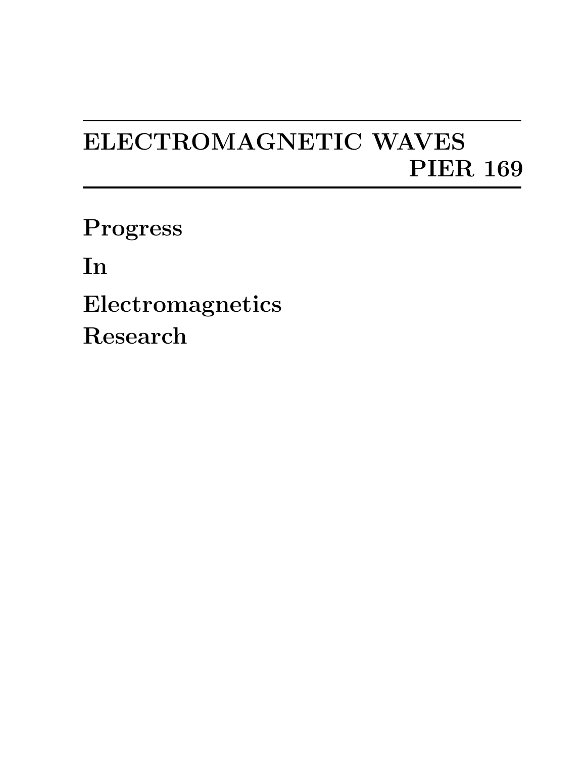# ELECTROMAGNETIC WAVES

## PIER 169

**Progress**

**In**

**Electromagnetics**

**Research**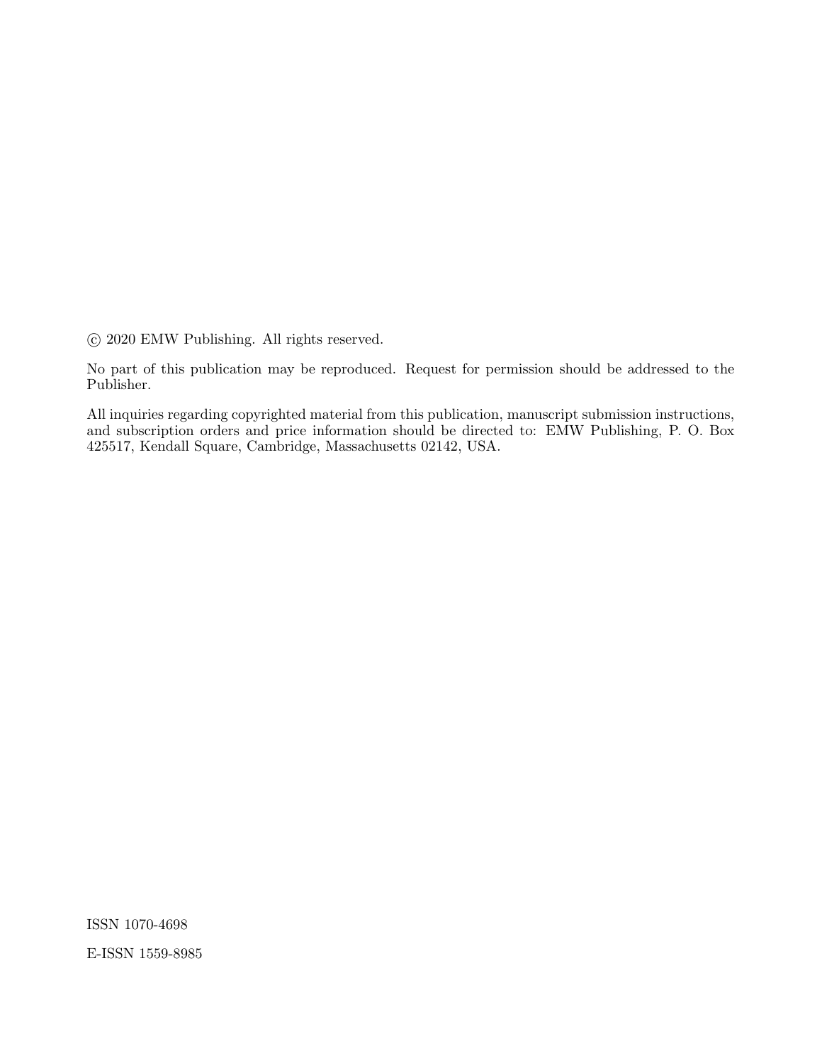© 2020 EMW Publishing. All rights reserved.

No part of this publication may be reproduced. Request for permission should be addressed to the Publisher.

All inquiries regarding copyrighted material from this publication, manuscript submission instructions, and subscription orders and price information should be directed to: EMW Publishing, P. O. Box 425517, Kendall Square, Cambridge, Massachusetts 02142, USA.

ISSN 1070-4698

E-ISSN 1559-8985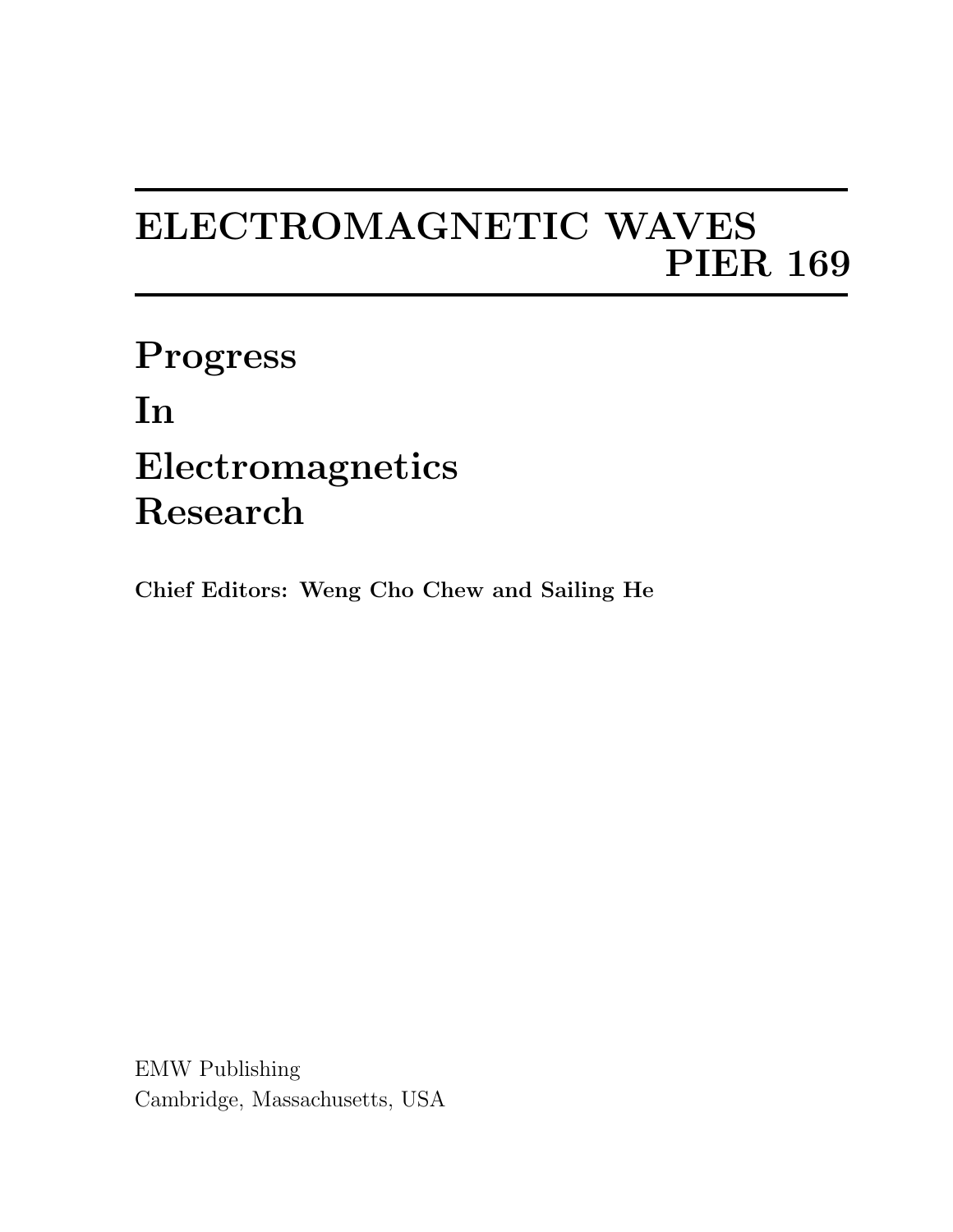# ELECTROMAGNETIC WAVES
# PIER 169

## Progress
## In
## Electromagnetics
## Research

**Chief Editors: Weng Cho Chew and Sailing He**

EMW Publishing
Cambridge, Massachusetts, USA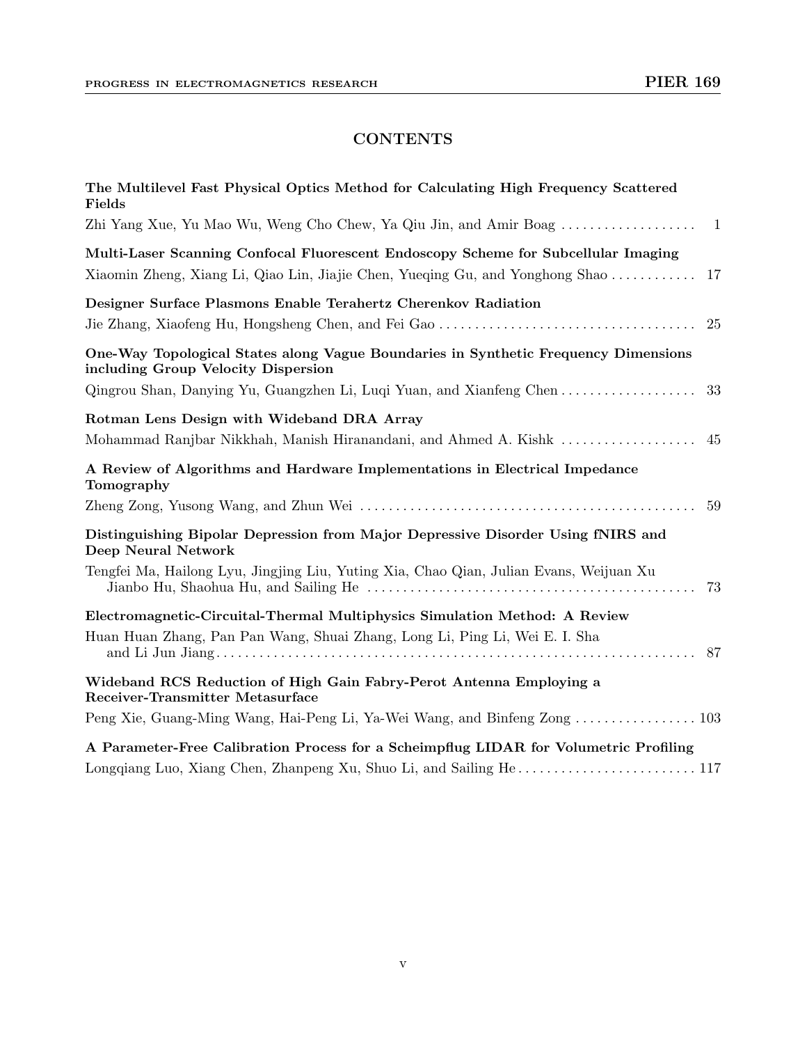## CONTENTS

**The Multilevel Fast Physical Optics Method for Calculating High Frequency Scattered Fields**

Zhi Yang Xue, Yu Mao Wu, Weng Cho Chew, Ya Qiu Jin, and Amir Boag . . . . . . . . . . . . . . . . . . . 1

**Multi-Laser Scanning Confocal Fluorescent Endoscopy Scheme for Subcellular Imaging**

Xiaomin Zheng, Xiang Li, Qiao Lin, Jiajie Chen, Yueqing Gu, and Yonghong Shao . . . . . . . . . . . . 17

**Designer Surface Plasmons Enable Terahertz Cherenkov Radiation**

Jie Zhang, Xiaofeng Hu, Hongsheng Chen, and Fei Gao . . . . . . . . . . . . . . . . . . . . . . . . . . . . . . . . . . . . 25

**One-Way Topological States along Vague Boundaries in Synthetic Frequency Dimensions including Group Velocity Dispersion**

Qingrou Shan, Danying Yu, Guangzhen Li, Luqi Yuan, and Xianfeng Chen . . . . . . . . . . . . . . . . . . . 33

**Rotman Lens Design with Wideband DRA Array**

Mohammad Ranjbar Nikkhah, Manish Hiranandani, and Ahmed A. Kishk . . . . . . . . . . . . . . . . . . . 45

**A Review of Algorithms and Hardware Implementations in Electrical Impedance Tomography**

Zheng Zong, Yusong Wang, and Zhun Wei . . . . . . . . . . . . . . . . . . . . . . . . . . . . . . . . . . . . . . . . . . . . . . . 59

**Distinguishing Bipolar Depression from Major Depressive Disorder Using fNIRS and Deep Neural Network**

Tengfei Ma, Hailong Lyu, Jingjing Liu, Yuting Xia, Chao Qian, Julian Evans, Weijuan Xu Jianbo Hu, Shaohua Hu, and Sailing He . . . . . . . . . . . . . . . . . . . . . . . . . . . . . . . . . . . . . . . . . . . . . 73

**Electromagnetic-Circuital-Thermal Multiphysics Simulation Method: A Review**

Huan Huan Zhang, Pan Pan Wang, Shuai Zhang, Long Li, Ping Li, Wei E. I. Sha and Li Jun Jiang . . . . . . . . . . . . . . . . . . . . . . . . . . . . . . . . . . . . . . . . . . . . . . . . . . . . . . . . . . . . . . . . . . . 87

**Wideband RCS Reduction of High Gain Fabry-Perot Antenna Employing a Receiver-Transmitter Metasurface**

Peng Xie, Guang-Ming Wang, Hai-Peng Li, Ya-Wei Wang, and Binfeng Zong . . . . . . . . . . . . . . . . . 103

**A Parameter-Free Calibration Process for a Scheimpflug LIDAR for Volumetric Profiling**

Longqiang Luo, Xiang Chen, Zhanpeng Xu, Shuo Li, and Sailing He . . . . . . . . . . . . . . . . . . . . . . . . . 117